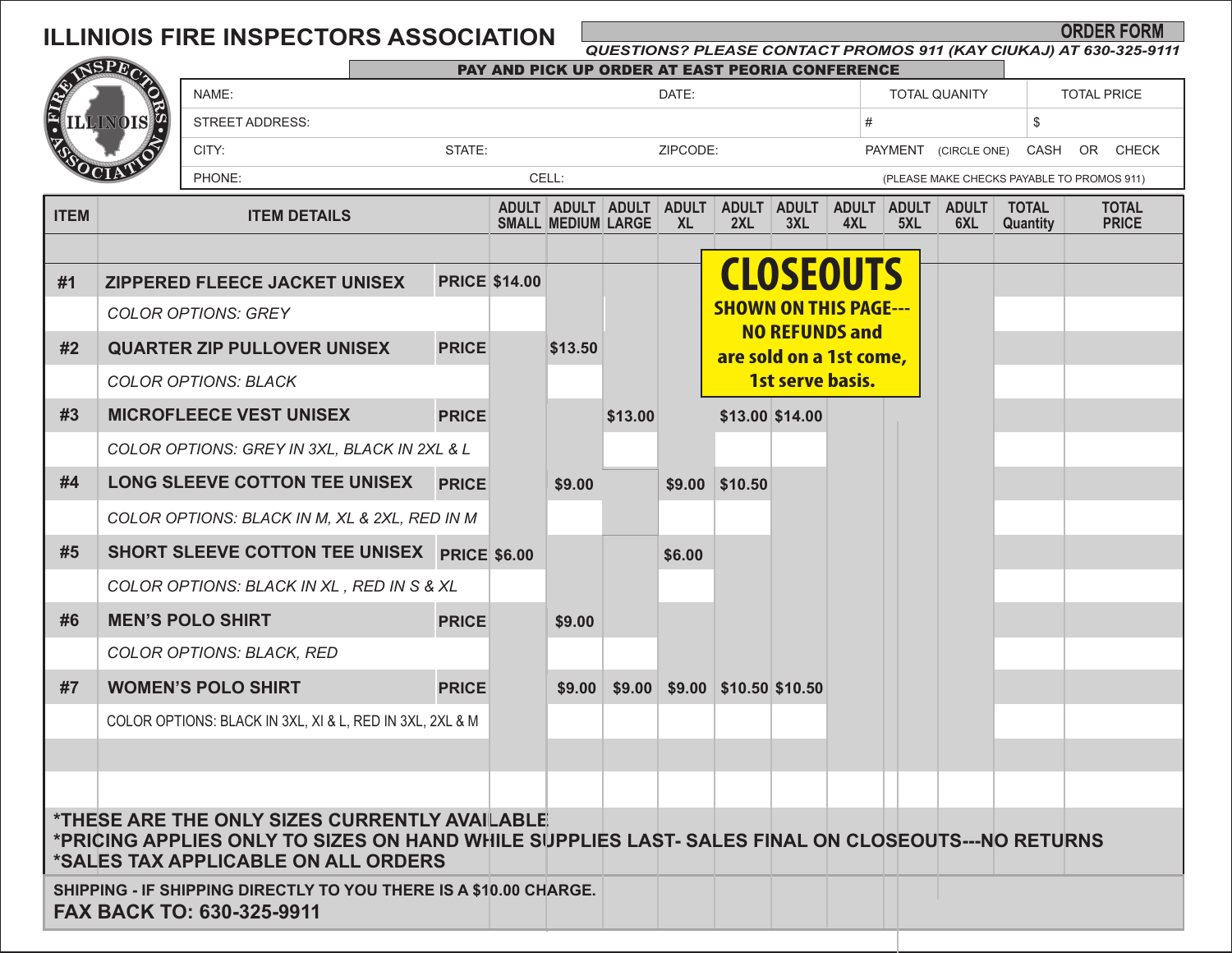# ILLINIOIS FIRE INSPECTORS ASSOCIATION

**ORDER FORM**

*QUESTIONS? PLEASE CONTACT PROMOS 911 (KAY CIUKAJ) AT 630-325-9111*

**PAY AND PICK UP ORDER AT EAST PEORIA CONFERENCE**

| NAME: | | DATE: | TOTAL QUANITY | TOTAL PRICE |
|---|---|---|---|---|
| STREET ADDRESS: | | | # | $ |
| CITY: | STATE: | ZIPCODE: | PAYMENT (CIRCLE ONE) CASH OR CHECK | |
| PHONE: | CELL: | | (PLEASE MAKE CHECKS PAYABLE TO PROMOS 911) | |

| ITEM | ITEM DETAILS | | ADULT SMALL | ADULT MEDIUM | ADULT LARGE | ADULT XL | ADULT 2XL | ADULT 3XL | ADULT 4XL | ADULT 5XL | ADULT 6XL | TOTAL Quantity | TOTAL PRICE |
|---|---|---|---|---|---|---|---|---|---|---|---|---|---|
| #1 | **ZIPPERED FLEECE JACKET UNISEX** | PRICE | $14.00 | | | | | | | | | | |
| | *COLOR OPTIONS: GREY* | | | | | | | | | | | | |
| #2 | **QUARTER ZIP PULLOVER UNISEX** | PRICE | | $13.50 | | | | | | | | | |
| | *COLOR OPTIONS: BLACK* | | | | | | | | | | | | |
| #3 | **MICROFLEECE VEST UNISEX** | PRICE | | | $13.00 | | $13.00 | $14.00 | | | | | |
| | *COLOR OPTIONS: GREY IN 3XL, BLACK IN 2XL & L* | | | | | | | | | | | | |
| #4 | **LONG SLEEVE COTTON TEE UNISEX** | PRICE | | $9.00 | | $9.00 | $10.50 | | | | | | |
| | *COLOR OPTIONS: BLACK IN M, XL & 2XL, RED IN M* | | | | | | | | | | | | |
| #5 | **SHORT SLEEVE COTTON TEE UNISEX** | PRICE | $6.00 | | | $6.00 | | | | | | | |
| | *COLOR OPTIONS: BLACK IN XL , RED IN S & XL* | | | | | | | | | | | | |
| #6 | **MEN'S POLO SHIRT** | PRICE | | $9.00 | | | | | | | | | |
| | *COLOR OPTIONS: BLACK, RED* | | | | | | | | | | | | |
| #7 | **WOMEN'S POLO SHIRT** | PRICE | | $9.00 | $9.00 | $9.00 | $10.50 | $10.50 | | | | | |
| | COLOR OPTIONS: BLACK IN 3XL, Xl & L, RED IN 3XL, 2XL & M | | | | | | | | | | | | |

**CLOSEOUTS**

**SHOWN ON THIS PAGE--- NO REFUNDS and are sold on a 1st come, 1st serve basis.**

**\*THESE ARE THE ONLY SIZES CURRENTLY AVAILABLE**

**\*PRICING APPLIES ONLY TO SIZES ON HAND WHILE SUPPLIES LAST- SALES FINAL ON CLOSEOUTS---NO RETURNS**

**\*SALES TAX APPLICABLE ON ALL ORDERS**

**SHIPPING - IF SHIPPING DIRECTLY TO YOU THERE IS A $10.00 CHARGE.**

**FAX BACK TO: 630-325-9911**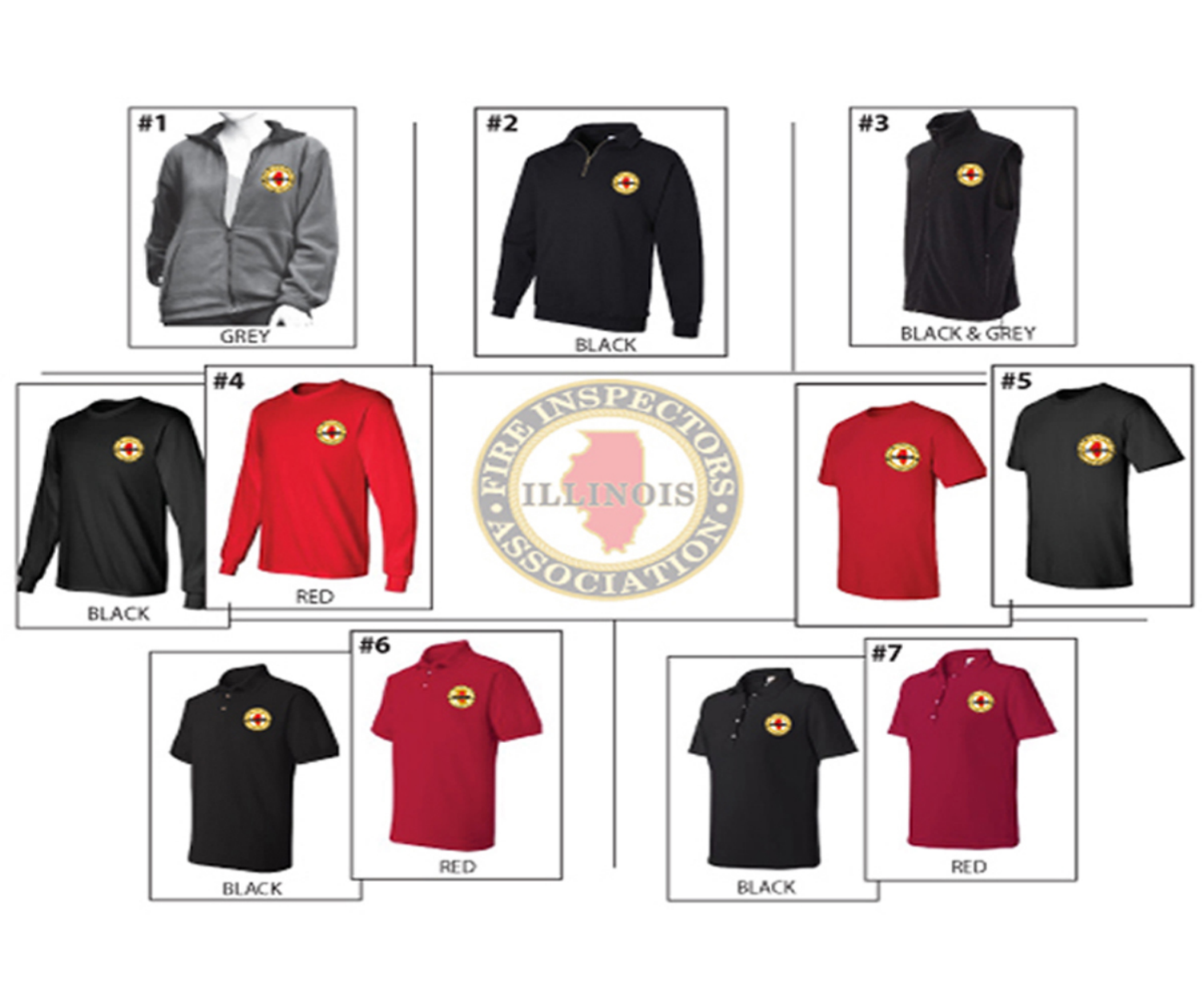#1

GREY

#2

BLACK

#3

BLACK & GREY

#4

BLACK

RED

FIRE INSPECTORS ILLINOIS ASSOCIATION

#5

#6

BLACK

RED

#7

BLACK

RED